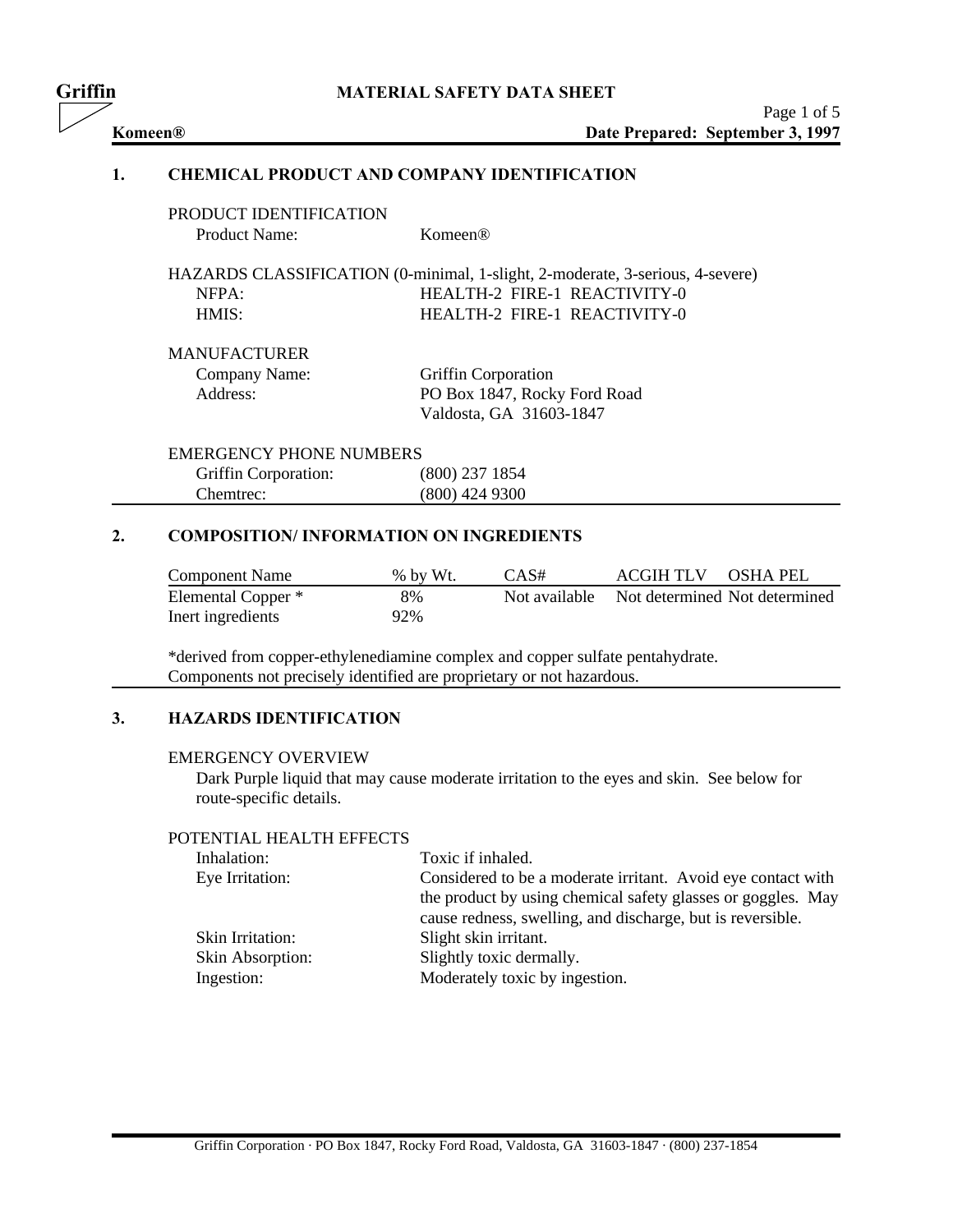**Griffin** — MATERIAL SAFETY DATA SHEET

**Komeen®** — **Date Prepared: September 3, 1997**

## 1. CHEMICAL PRODUCT AND COMPANY IDENTIFICATION

PRODUCT IDENTIFICATION

| | |
|---|---|
| Product Name: | Komeen® |

HAZARDS CLASSIFICATION (0-minimal, 1-slight, 2-moderate, 3-serious, 4-severe)

| | |
|---|---|
| NFPA: | HEALTH-2 FIRE-1 REACTIVITY-0 |
| HMIS: | HEALTH-2 FIRE-1 REACTIVITY-0 |

MANUFACTURER

| | |
|---|---|
| Company Name: | Griffin Corporation |
| Address: | PO Box 1847, Rocky Ford Road<br>Valdosta, GA 31603-1847 |

EMERGENCY PHONE NUMBERS

| | |
|---|---|
| Griffin Corporation: | (800) 237 1854 |
| Chemtrec: | (800) 424 9300 |

## 2. COMPOSITION/ INFORMATION ON INGREDIENTS

| Component Name | % by Wt. | CAS# | ACGIH TLV | OSHA PEL |
|---|---|---|---|---|
| Elemental Copper * | 8% | Not available | Not determined | Not determined |
| Inert ingredients | 92% | | | |

*derived from copper-ethylenediamine complex and copper sulfate pentahydrate.
Components not precisely identified are proprietary or not hazardous.

## 3. HAZARDS IDENTIFICATION

EMERGENCY OVERVIEW

Dark Purple liquid that may cause moderate irritation to the eyes and skin. See below for route-specific details.

POTENTIAL HEALTH EFFECTS

| | |
|---|---|
| Inhalation: | Toxic if inhaled. |
| Eye Irritation: | Considered to be a moderate irritant. Avoid eye contact with the product by using chemical safety glasses or goggles. May cause redness, swelling, and discharge, but is reversible. |
| Skin Irritation: | Slight skin irritant. |
| Skin Absorption: | Slightly toxic dermally. |
| Ingestion: | Moderately toxic by ingestion. |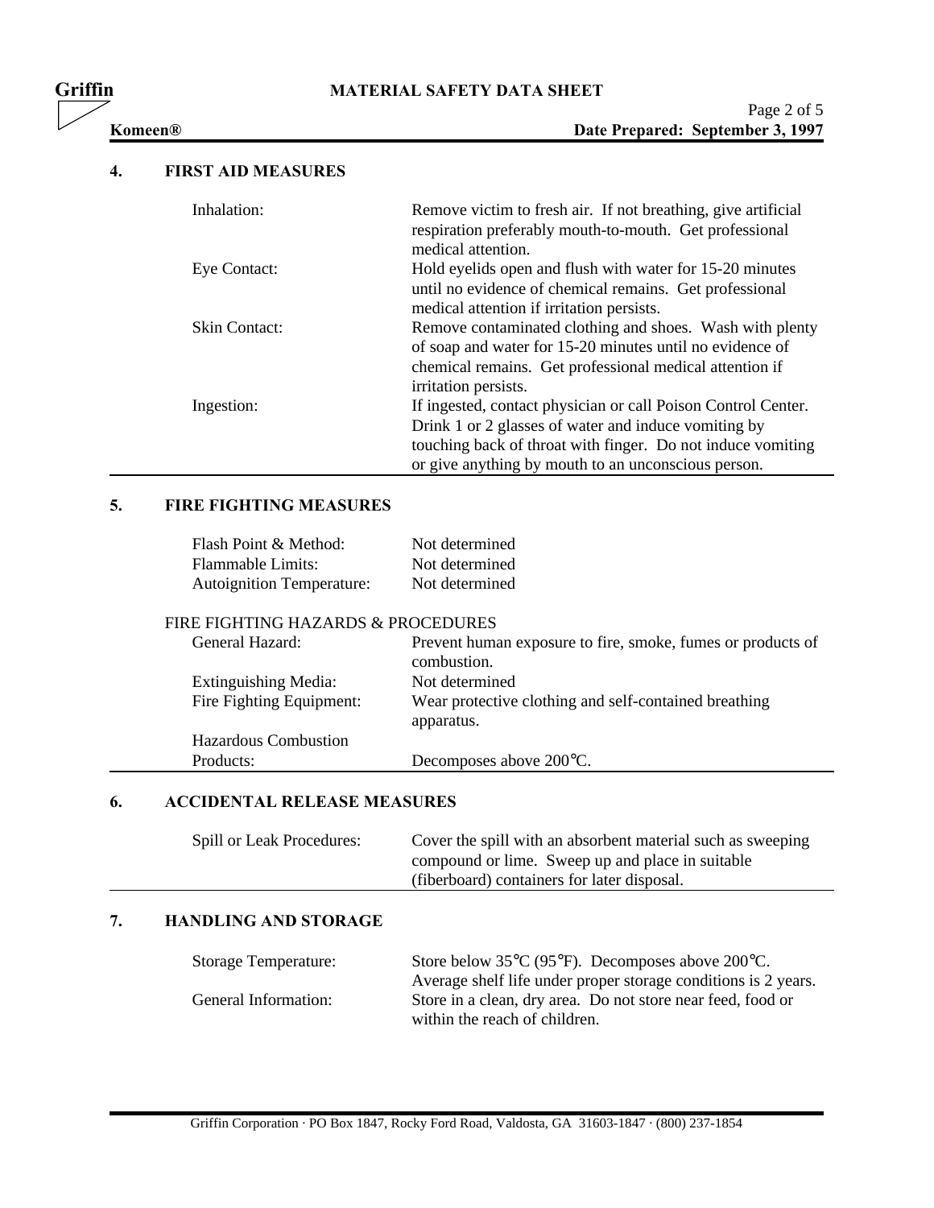## 4. FIRST AID MEASURES

| | |
|---|---|
| Inhalation: | Remove victim to fresh air. If not breathing, give artificial respiration preferably mouth-to-mouth. Get professional medical attention. |
| Eye Contact: | Hold eyelids open and flush with water for 15-20 minutes until no evidence of chemical remains. Get professional medical attention if irritation persists. |
| Skin Contact: | Remove contaminated clothing and shoes. Wash with plenty of soap and water for 15-20 minutes until no evidence of chemical remains. Get professional medical attention if irritation persists. |
| Ingestion: | If ingested, contact physician or call Poison Control Center. Drink 1 or 2 glasses of water and induce vomiting by touching back of throat with finger. Do not induce vomiting or give anything by mouth to an unconscious person. |

## 5. FIRE FIGHTING MEASURES

| | |
|---|---|
| Flash Point & Method: | Not determined |
| Flammable Limits: | Not determined |
| Autoignition Temperature: | Not determined |

FIRE FIGHTING HAZARDS & PROCEDURES

| | |
|---|---|
| General Hazard: | Prevent human exposure to fire, smoke, fumes or products of combustion. |
| Extinguishing Media: | Not determined |
| Fire Fighting Equipment: | Wear protective clothing and self-contained breathing apparatus. |
| Hazardous Combustion Products: | Decomposes above 200°C. |

## 6. ACCIDENTAL RELEASE MEASURES

| | |
|---|---|
| Spill or Leak Procedures: | Cover the spill with an absorbent material such as sweeping compound or lime. Sweep up and place in suitable (fiberboard) containers for later disposal. |

## 7. HANDLING AND STORAGE

| | |
|---|---|
| Storage Temperature: | Store below 35°C (95°F). Decomposes above 200°C. Average shelf life under proper storage conditions is 2 years. |
| General Information: | Store in a clean, dry area. Do not store near feed, food or within the reach of children. |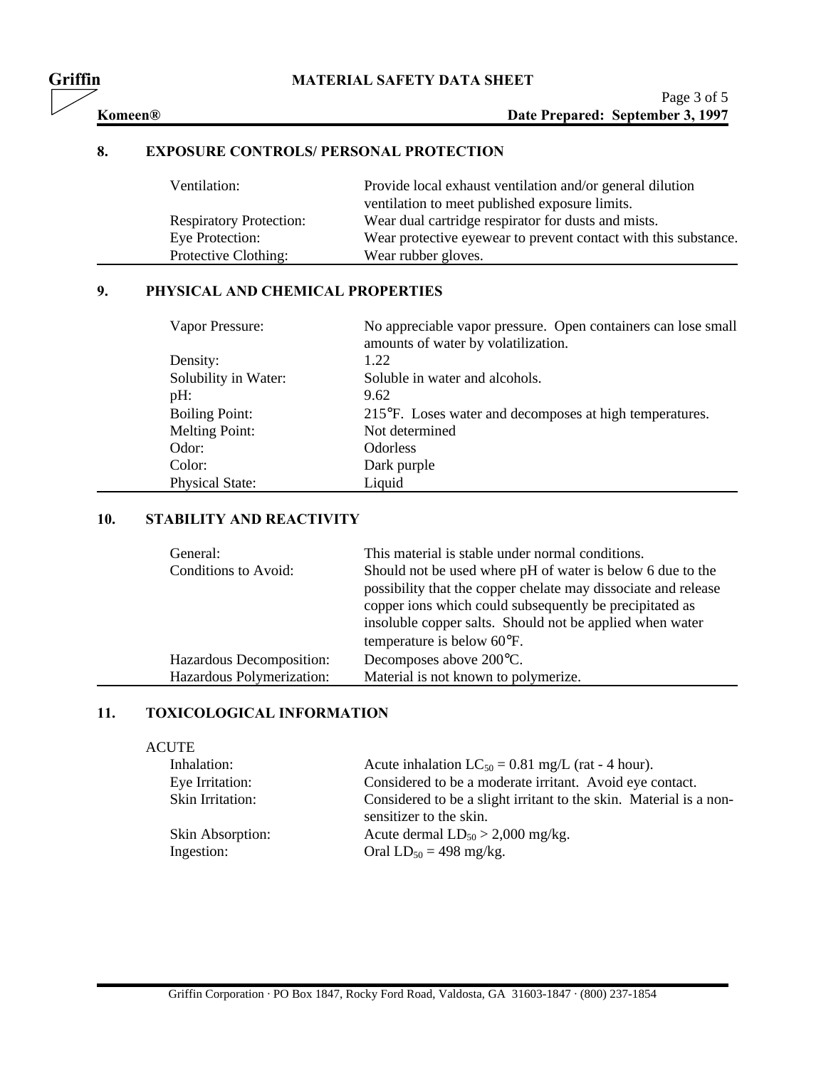## 8. EXPOSURE CONTROLS/ PERSONAL PROTECTION

| | |
|---|---|
| Ventilation: | Provide local exhaust ventilation and/or general dilution ventilation to meet published exposure limits. |
| Respiratory Protection: | Wear dual cartridge respirator for dusts and mists. |
| Eye Protection: | Wear protective eyewear to prevent contact with this substance. |
| Protective Clothing: | Wear rubber gloves. |

## 9. PHYSICAL AND CHEMICAL PROPERTIES

| | |
|---|---|
| Vapor Pressure: | No appreciable vapor pressure. Open containers can lose small amounts of water by volatilization. |
| Density: | 1.22 |
| Solubility in Water: | Soluble in water and alcohols. |
| pH: | 9.62 |
| Boiling Point: | 215°F. Loses water and decomposes at high temperatures. |
| Melting Point: | Not determined |
| Odor: | Odorless |
| Color: | Dark purple |
| Physical State: | Liquid |

## 10. STABILITY AND REACTIVITY

| | |
|---|---|
| General: | This material is stable under normal conditions. |
| Conditions to Avoid: | Should not be used where pH of water is below 6 due to the possibility that the copper chelate may dissociate and release copper ions which could subsequently be precipitated as insoluble copper salts. Should not be applied when water temperature is below 60°F. |
| Hazardous Decomposition: | Decomposes above 200°C. |
| Hazardous Polymerization: | Material is not known to polymerize. |

## 11. TOXICOLOGICAL INFORMATION

ACUTE

| | |
|---|---|
| Inhalation: | Acute inhalation $LC_{50}$ = 0.81 mg/L (rat - 4 hour). |
| Eye Irritation: | Considered to be a moderate irritant. Avoid eye contact. |
| Skin Irritation: | Considered to be a slight irritant to the skin. Material is a non-sensitizer to the skin. |
| Skin Absorption: | Acute dermal $LD_{50}$ > 2,000 mg/kg. |
| Ingestion: | Oral $LD_{50}$ = 498 mg/kg. |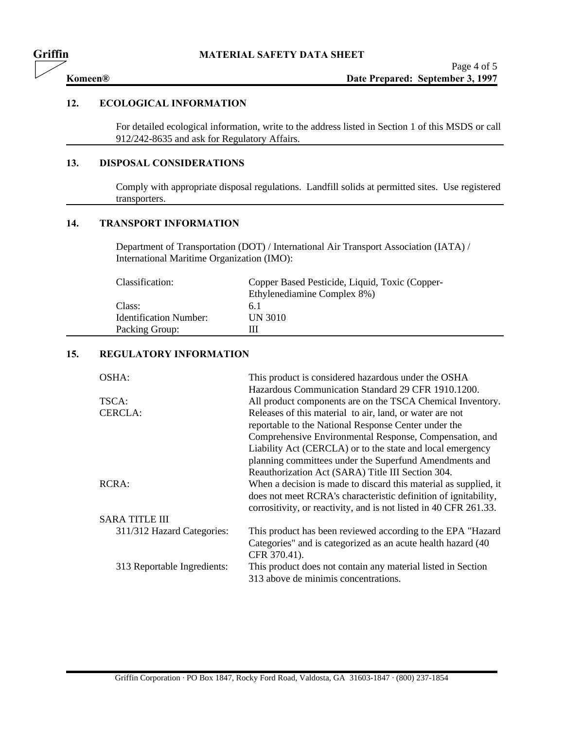## 12. ECOLOGICAL INFORMATION

For detailed ecological information, write to the address listed in Section 1 of this MSDS or call 912/242-8635 and ask for Regulatory Affairs.

## 13. DISPOSAL CONSIDERATIONS

Comply with appropriate disposal regulations. Landfill solids at permitted sites. Use registered transporters.

## 14. TRANSPORT INFORMATION

Department of Transportation (DOT) / International Air Transport Association (IATA) / International Maritime Organization (IMO):

| | |
|---|---|
| Classification: | Copper Based Pesticide, Liquid, Toxic (Copper-Ethylenediamine Complex 8%) |
| Class: | 6.1 |
| Identification Number: | UN 3010 |
| Packing Group: | III |

## 15. REGULATORY INFORMATION

| | |
|---|---|
| OSHA: | This product is considered hazardous under the OSHA Hazardous Communication Standard 29 CFR 1910.1200. |
| TSCA: | All product components are on the TSCA Chemical Inventory. |
| CERCLA: | Releases of this material to air, land, or water are not reportable to the National Response Center under the Comprehensive Environmental Response, Compensation, and Liability Act (CERCLA) or to the state and local emergency planning committees under the Superfund Amendments and Reauthorization Act (SARA) Title III Section 304. |
| RCRA: | When a decision is made to discard this material as supplied, it does not meet RCRA's characteristic definition of ignitability, corrositivity, or reactivity, and is not listed in 40 CFR 261.33. |
| SARA TITLE III | |
| 311/312 Hazard Categories: | This product has been reviewed according to the EPA "Hazard Categories" and is categorized as an acute health hazard (40 CFR 370.41). |
| 313 Reportable Ingredients: | This product does not contain any material listed in Section 313 above de minimis concentrations. |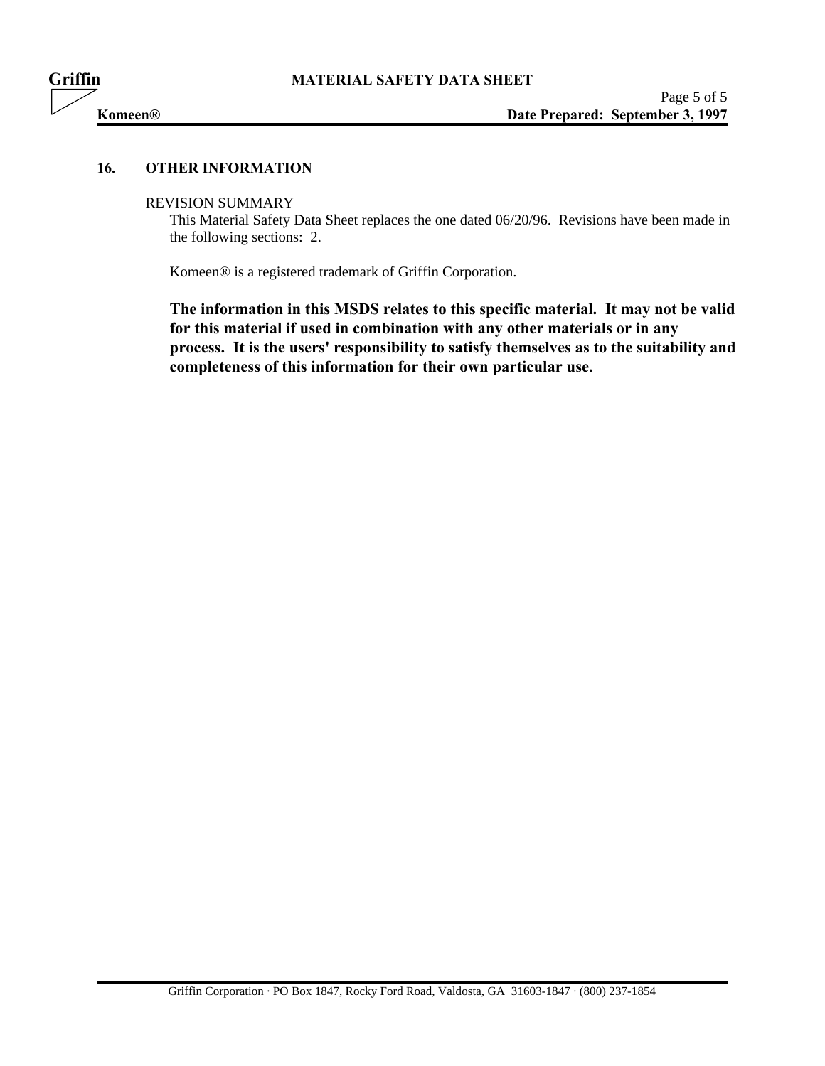## 16. OTHER INFORMATION

REVISION SUMMARY

This Material Safety Data Sheet replaces the one dated 06/20/96. Revisions have been made in the following sections: 2.

Komeen® is a registered trademark of Griffin Corporation.

**The information in this MSDS relates to this specific material. It may not be valid for this material if used in combination with any other materials or in any process. It is the users' responsibility to satisfy themselves as to the suitability and completeness of this information for their own particular use.**